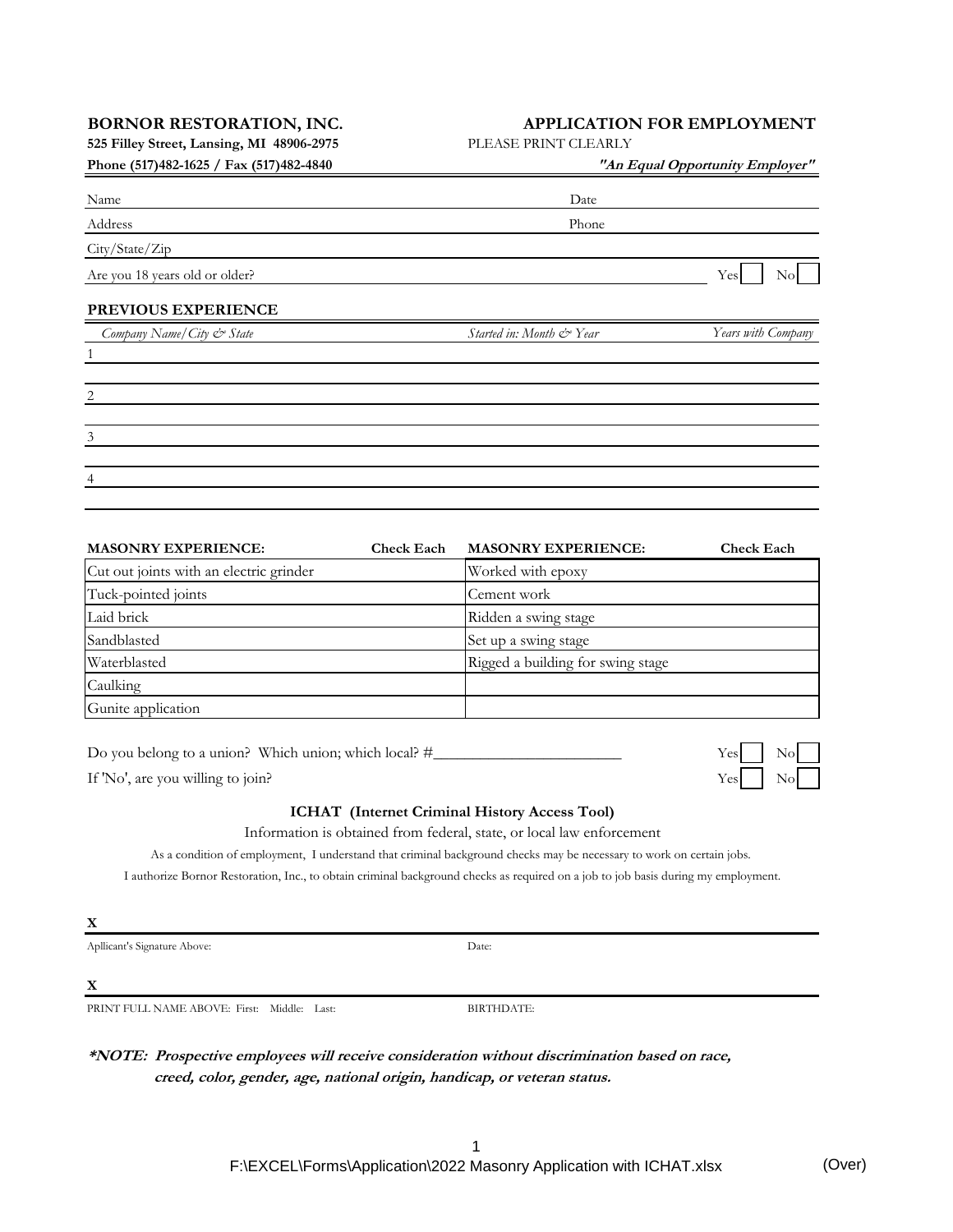**BORNOR RESTORATION, INC.**
**525 Filley Street, Lansing, MI 48906-2975**
**Phone (517)482-1625 / Fax (517)482-4840**

## APPLICATION FOR EMPLOYMENT

PLEASE PRINT CLEARLY

***"An Equal Opportunity Employer"***

Name Date

Address Phone

City/State/Zip

Are you 18 years old or older? Yes [ ] No [ ]

### PREVIOUS EXPERIENCE

| *Company Name/City & State* | *Started in: Month & Year* | *Years with Company* |
|---|---|---|
| 1 | | |
| 2 | | |
| 3 | | |
| 4 | | |

| MASONRY EXPERIENCE: | Check Each | MASONRY EXPERIENCE: | Check Each |
|---|---|---|---|
| Cut out joints with an electric grinder | | Worked with epoxy | |
| Tuck-pointed joints | | Cement work | |
| Laid brick | | Ridden a swing stage | |
| Sandblasted | | Set up a swing stage | |
| Waterblasted | | Rigged a building for swing stage | |
| Caulking | | | |
| Gunite application | | | |

Do you belong to a union? Which union; which local? #________________________ Yes [ ] No [ ]

If 'No', are you willing to join? Yes [ ] No [ ]

### ICHAT (Internet Criminal History Access Tool)

Information is obtained from federal, state, or local law enforcement

As a condition of employment, I understand that criminal background checks may be necessary to work on certain jobs.

I authorize Bornor Restoration, Inc., to obtain criminal background checks as required on a job to job basis during my employment.

**X**

Apllicant's Signature Above: Date:

**X**

PRINT FULL NAME ABOVE: First: Middle: Last: BIRTHDATE:

***\*NOTE: Prospective employees will receive consideration without discrimination based on race, creed, color, gender, age, national origin, handicap, or veteran status.***

F:\EXCEL\Forms\Application\2022 Masonry Application with ICHAT.xlsx (Over)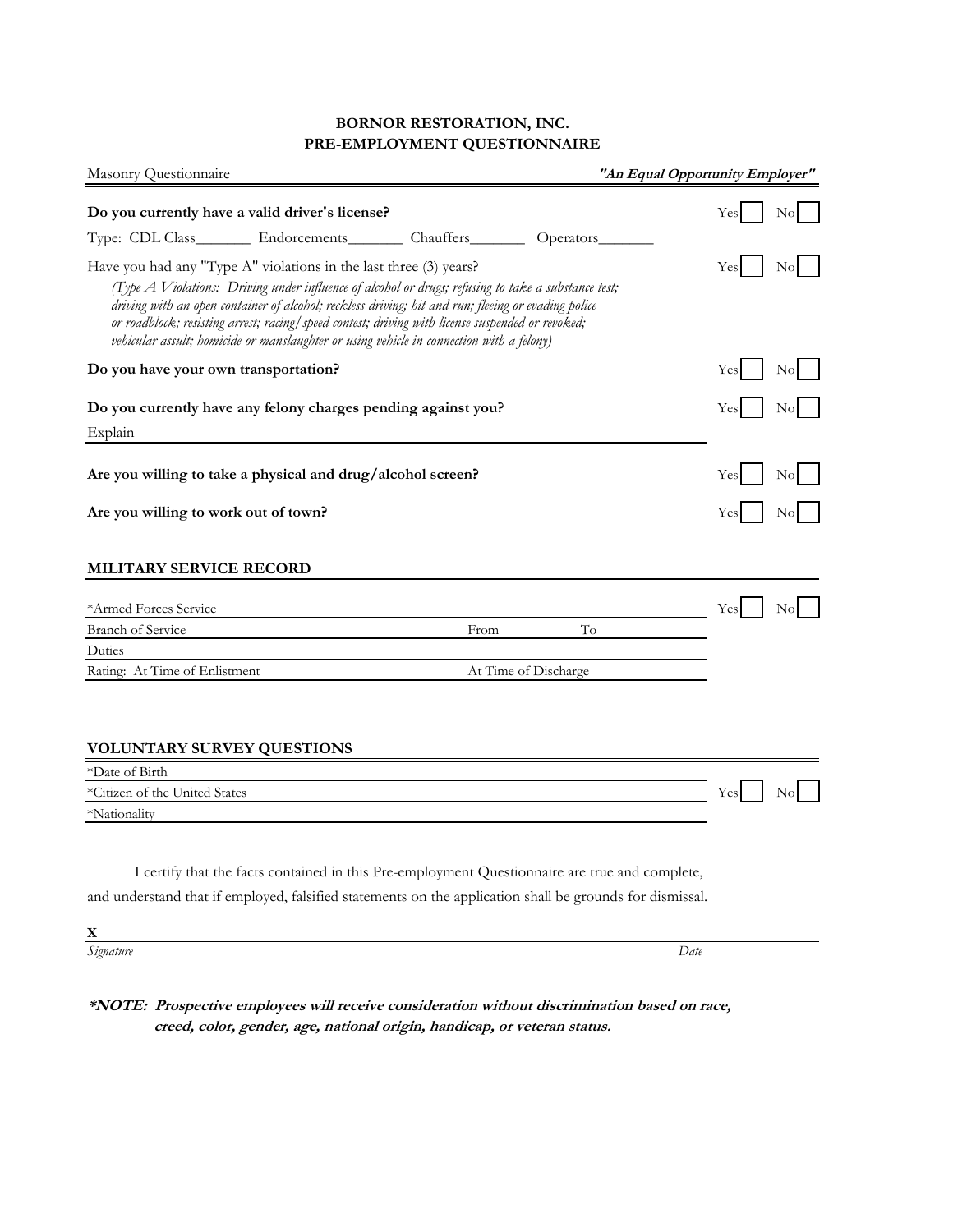**BORNOR RESTORATION, INC.**
**PRE-EMPLOYMENT QUESTIONNAIRE**

Masonry Questionnaire ***"An Equal Opportunity Employer"***

**Do you currently have a valid driver's license?** Yes ☐ No ☐

Type: CDL Class_______ Endorcements_______ Chauffers_______ Operators_______

Have you had any "Type A" violations in the last three (3) years? Yes ☐ No ☐

*(Type A Violations: Driving under influence of alcohol or drugs; refusing to take a substance test; driving with an open container of alcohol; reckless driving; hit and run; fleeing or evading police or roadblock; resisting arrest; racing/speed contest; driving with license suspended or revoked; vehicular assault; homicide or manslaughter or using vehicle in connection with a felony)*

**Do you have your own transportation?** Yes ☐ No ☐

**Do you currently have any felony charges pending against you?** Yes ☐ No ☐

Explain

**Are you willing to take a physical and drug/alcohol screen?** Yes ☐ No ☐

**Are you willing to work out of town?** Yes ☐ No ☐

## MILITARY SERVICE RECORD

*Armed Forces Service Yes ☐ No ☐

Branch of Service From To

Duties

Rating: At Time of Enlistment At Time of Discharge

## VOLUNTARY SURVEY QUESTIONS

*Date of Birth

*Citizen of the United States Yes ☐ No ☐

*Nationality

I certify that the facts contained in this Pre-employment Questionnaire are true and complete, and understand that if employed, falsified statements on the application shall be grounds for dismissal.

**X**

*Signature* *Date*

***\*NOTE: Prospective employees will receive consideration without discrimination based on race, creed, color, gender, age, national origin, handicap, or veteran status.***